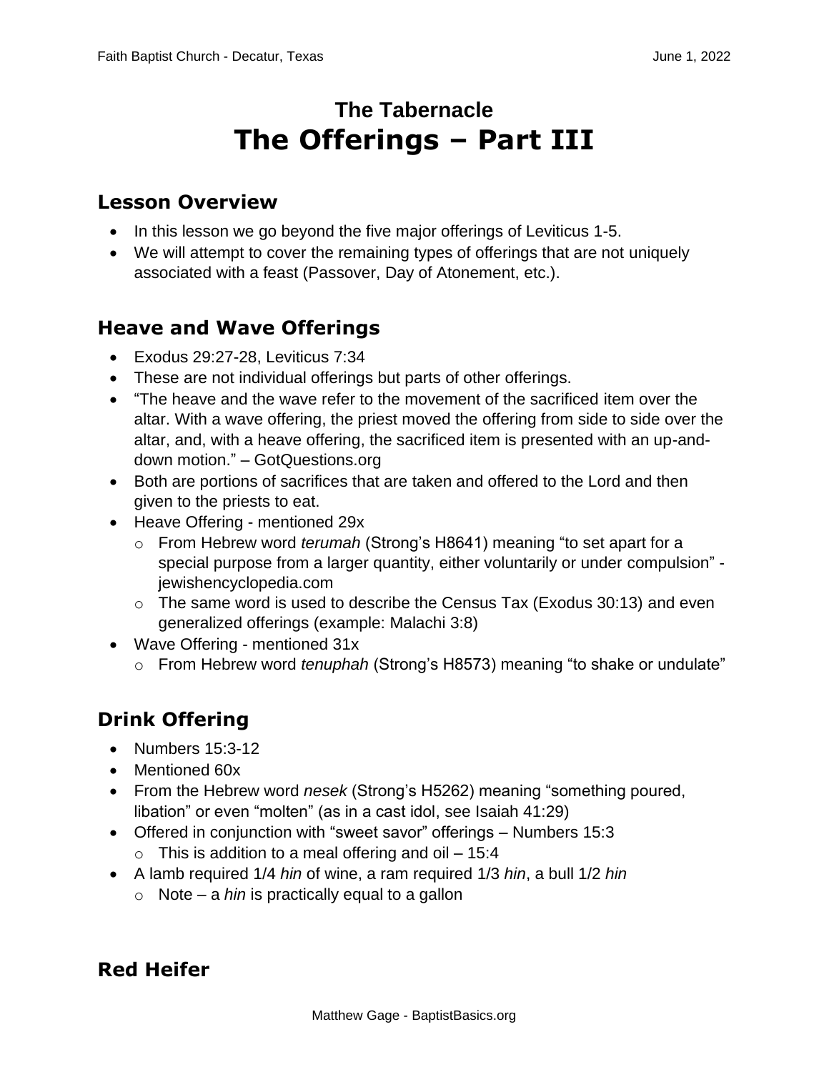# The Tabernacle
# The Offerings – Part III

## Lesson Overview

- In this lesson we go beyond the five major offerings of Leviticus 1-5.
- We will attempt to cover the remaining types of offerings that are not uniquely associated with a feast (Passover, Day of Atonement, etc.).

## Heave and Wave Offerings

- Exodus 29:27-28, Leviticus 7:34
- These are not individual offerings but parts of other offerings.
- "The heave and the wave refer to the movement of the sacrificed item over the altar. With a wave offering, the priest moved the offering from side to side over the altar, and, with a heave offering, the sacrificed item is presented with an up-and-down motion." – GotQuestions.org
- Both are portions of sacrifices that are taken and offered to the Lord and then given to the priests to eat.
- Heave Offering - mentioned 29x
  - From Hebrew word *terumah* (Strong's H8641) meaning "to set apart for a special purpose from a larger quantity, either voluntarily or under compulsion" - jewishencyclopedia.com
  - The same word is used to describe the Census Tax (Exodus 30:13) and even generalized offerings (example: Malachi 3:8)
- Wave Offering - mentioned 31x
  - From Hebrew word *tenuphah* (Strong's H8573) meaning "to shake or undulate"

## Drink Offering

- Numbers 15:3-12
- Mentioned 60x
- From the Hebrew word *nesek* (Strong's H5262) meaning "something poured, libation" or even "molten" (as in a cast idol, see Isaiah 41:29)
- Offered in conjunction with "sweet savor" offerings – Numbers 15:3
  - This is addition to a meal offering and oil – 15:4
- A lamb required 1/4 *hin* of wine, a ram required 1/3 *hin*, a bull 1/2 *hin*
  - Note – a *hin* is practically equal to a gallon

## Red Heifer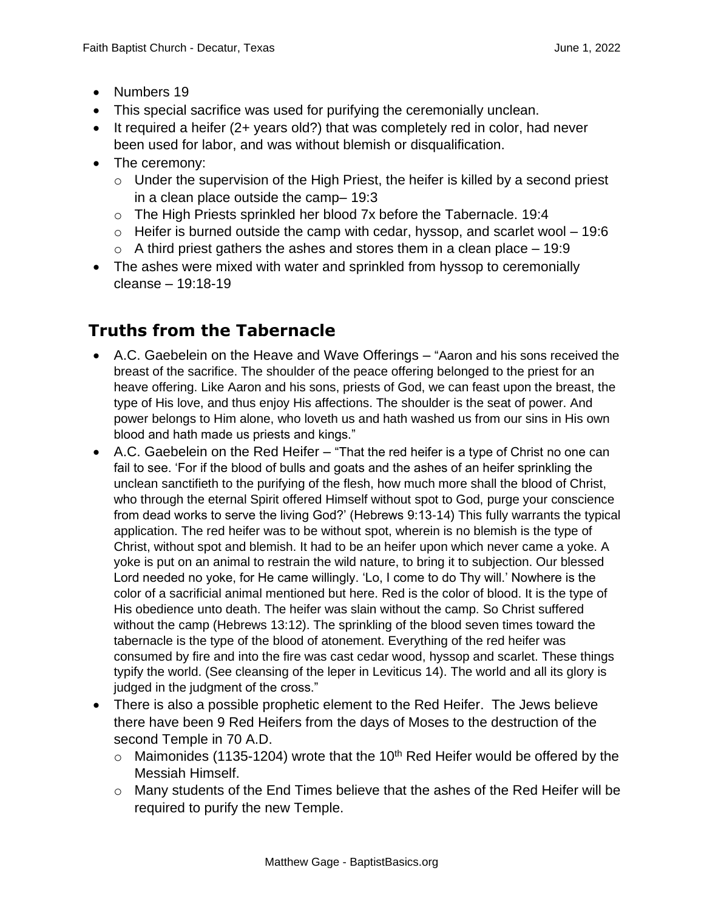- Numbers 19
- This special sacrifice was used for purifying the ceremonially unclean.
- It required a heifer (2+ years old?) that was completely red in color, had never been used for labor, and was without blemish or disqualification.
- The ceremony:
  - Under the supervision of the High Priest, the heifer is killed by a second priest in a clean place outside the camp– 19:3
  - The High Priests sprinkled her blood 7x before the Tabernacle. 19:4
  - Heifer is burned outside the camp with cedar, hyssop, and scarlet wool – 19:6
  - A third priest gathers the ashes and stores them in a clean place – 19:9
- The ashes were mixed with water and sprinkled from hyssop to ceremonially cleanse – 19:18-19

## Truths from the Tabernacle

- A.C. Gaebelein on the Heave and Wave Offerings – "Aaron and his sons received the breast of the sacrifice. The shoulder of the peace offering belonged to the priest for an heave offering. Like Aaron and his sons, priests of God, we can feast upon the breast, the type of His love, and thus enjoy His affections. The shoulder is the seat of power. And power belongs to Him alone, who loveth us and hath washed us from our sins in His own blood and hath made us priests and kings."
- A.C. Gaebelein on the Red Heifer – "That the red heifer is a type of Christ no one can fail to see. 'For if the blood of bulls and goats and the ashes of an heifer sprinkling the unclean sanctifieth to the purifying of the flesh, how much more shall the blood of Christ, who through the eternal Spirit offered Himself without spot to God, purge your conscience from dead works to serve the living God?' (Hebrews 9:13-14) This fully warrants the typical application. The red heifer was to be without spot, wherein is no blemish is the type of Christ, without spot and blemish. It had to be an heifer upon which never came a yoke. A yoke is put on an animal to restrain the wild nature, to bring it to subjection. Our blessed Lord needed no yoke, for He came willingly. 'Lo, I come to do Thy will.' Nowhere is the color of a sacrificial animal mentioned but here. Red is the color of blood. It is the type of His obedience unto death. The heifer was slain without the camp. So Christ suffered without the camp (Hebrews 13:12). The sprinkling of the blood seven times toward the tabernacle is the type of the blood of atonement. Everything of the red heifer was consumed by fire and into the fire was cast cedar wood, hyssop and scarlet. These things typify the world. (See cleansing of the leper in Leviticus 14). The world and all its glory is judged in the judgment of the cross."
- There is also a possible prophetic element to the Red Heifer. The Jews believe there have been 9 Red Heifers from the days of Moses to the destruction of the second Temple in 70 A.D.
  - Maimonides (1135-1204) wrote that the 10th Red Heifer would be offered by the Messiah Himself.
  - Many students of the End Times believe that the ashes of the Red Heifer will be required to purify the new Temple.